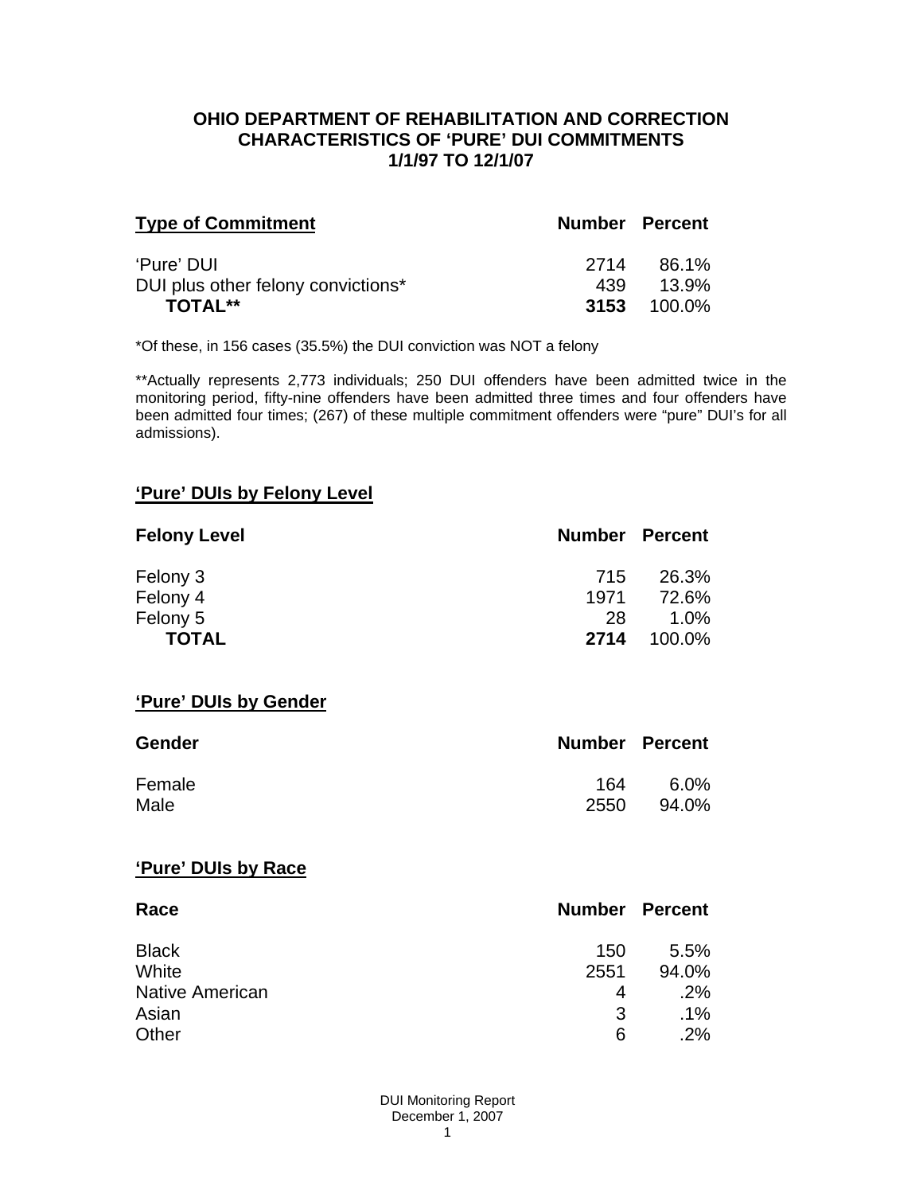# OHIO DEPARTMENT OF REHABILITATION AND CORRECTION
## CHARACTERISTICS OF 'PURE' DUI COMMITMENTS
## 1/1/97 TO 12/1/07

| Type of Commitment | Number | Percent |
|---|---|---|
| 'Pure' DUI | 2714 | 86.1% |
| DUI plus other felony convictions* | 439 | 13.9% |
| **TOTAL**** | **3153** | 100.0% |

*Of these, in 156 cases (35.5%) the DUI conviction was NOT a felony

**Actually represents 2,773 individuals; 250 DUI offenders have been admitted twice in the monitoring period, fifty-nine offenders have been admitted three times and four offenders have been admitted four times; (267) of these multiple commitment offenders were "pure" DUI's for all admissions).

### 'Pure' DUIs by Felony Level

| Felony Level | Number | Percent |
|---|---|---|
| Felony 3 | 715 | 26.3% |
| Felony 4 | 1971 | 72.6% |
| Felony 5 | 28 | 1.0% |
| **TOTAL** | **2714** | 100.0% |

### 'Pure' DUIs by Gender

| Gender | Number | Percent |
|---|---|---|
| Female | 164 | 6.0% |
| Male | 2550 | 94.0% |

### 'Pure' DUIs by Race

| Race | Number | Percent |
|---|---|---|
| Black | 150 | 5.5% |
| White | 2551 | 94.0% |
| Native American | 4 | .2% |
| Asian | 3 | .1% |
| Other | 6 | .2% |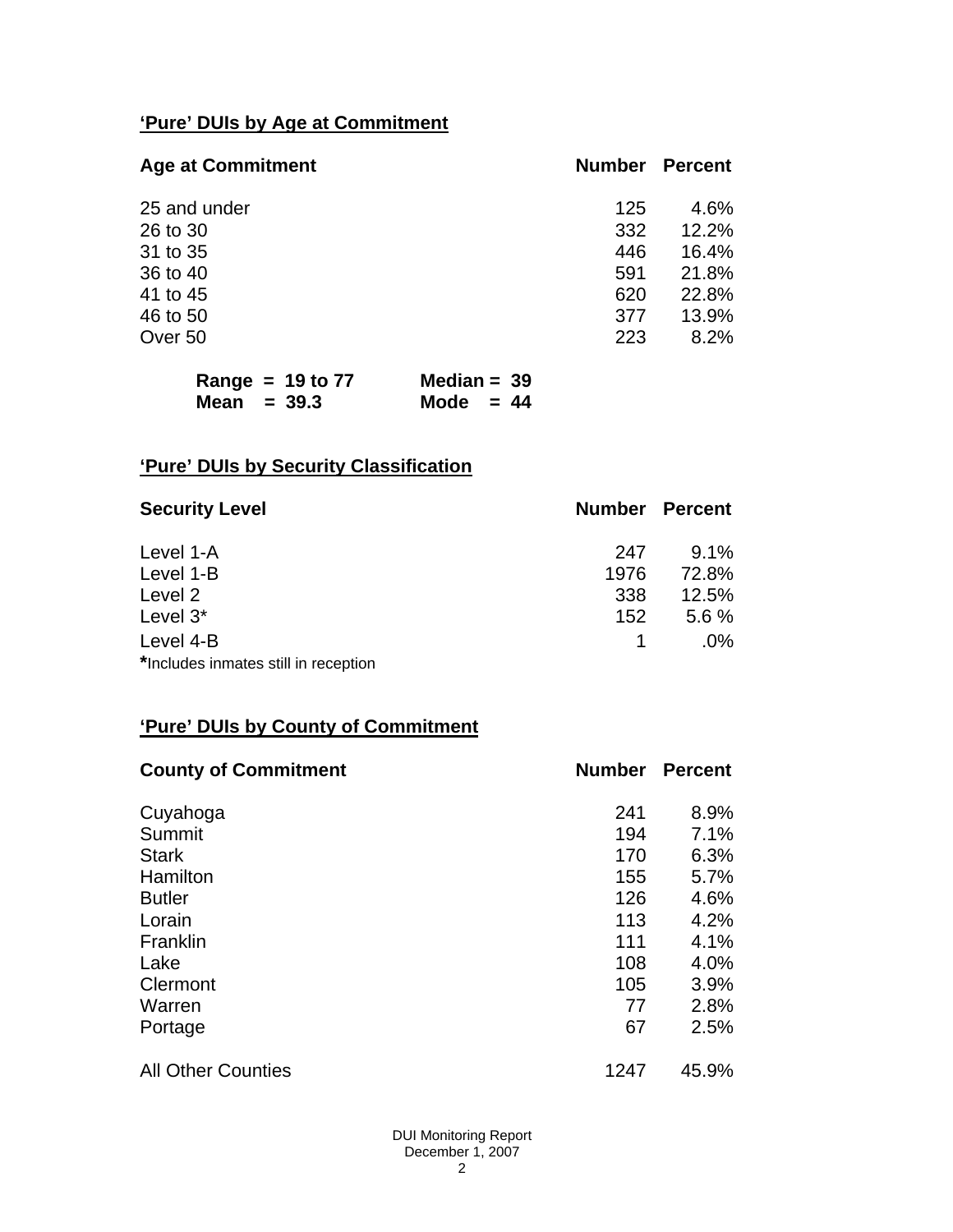## 'Pure' DUIs by Age at Commitment

| Age at Commitment | Number | Percent |
|---|---|---|
| 25 and under | 125 | 4.6% |
| 26 to 30 | 332 | 12.2% |
| 31 to 35 | 446 | 16.4% |
| 36 to 40 | 591 | 21.8% |
| 41 to 45 | 620 | 22.8% |
| 46 to 50 | 377 | 13.9% |
| Over 50 | 223 | 8.2% |

**Range = 19 to 77**    **Median = 39**
**Mean = 39.3**    **Mode = 44**

## 'Pure' DUIs by Security Classification

| Security Level | Number | Percent |
|---|---|---|
| Level 1-A | 247 | 9.1% |
| Level 1-B | 1976 | 72.8% |
| Level 2 | 338 | 12.5% |
| Level 3* | 152 | 5.6 % |
| Level 4-B | 1 | .0% |

***Includes inmates still in reception**

## 'Pure' DUIs by County of Commitment

| County of Commitment | Number | Percent |
|---|---|---|
| Cuyahoga | 241 | 8.9% |
| Summit | 194 | 7.1% |
| Stark | 170 | 6.3% |
| Hamilton | 155 | 5.7% |
| Butler | 126 | 4.6% |
| Lorain | 113 | 4.2% |
| Franklin | 111 | 4.1% |
| Lake | 108 | 4.0% |
| Clermont | 105 | 3.9% |
| Warren | 77 | 2.8% |
| Portage | 67 | 2.5% |
| All Other Counties | 1247 | 45.9% |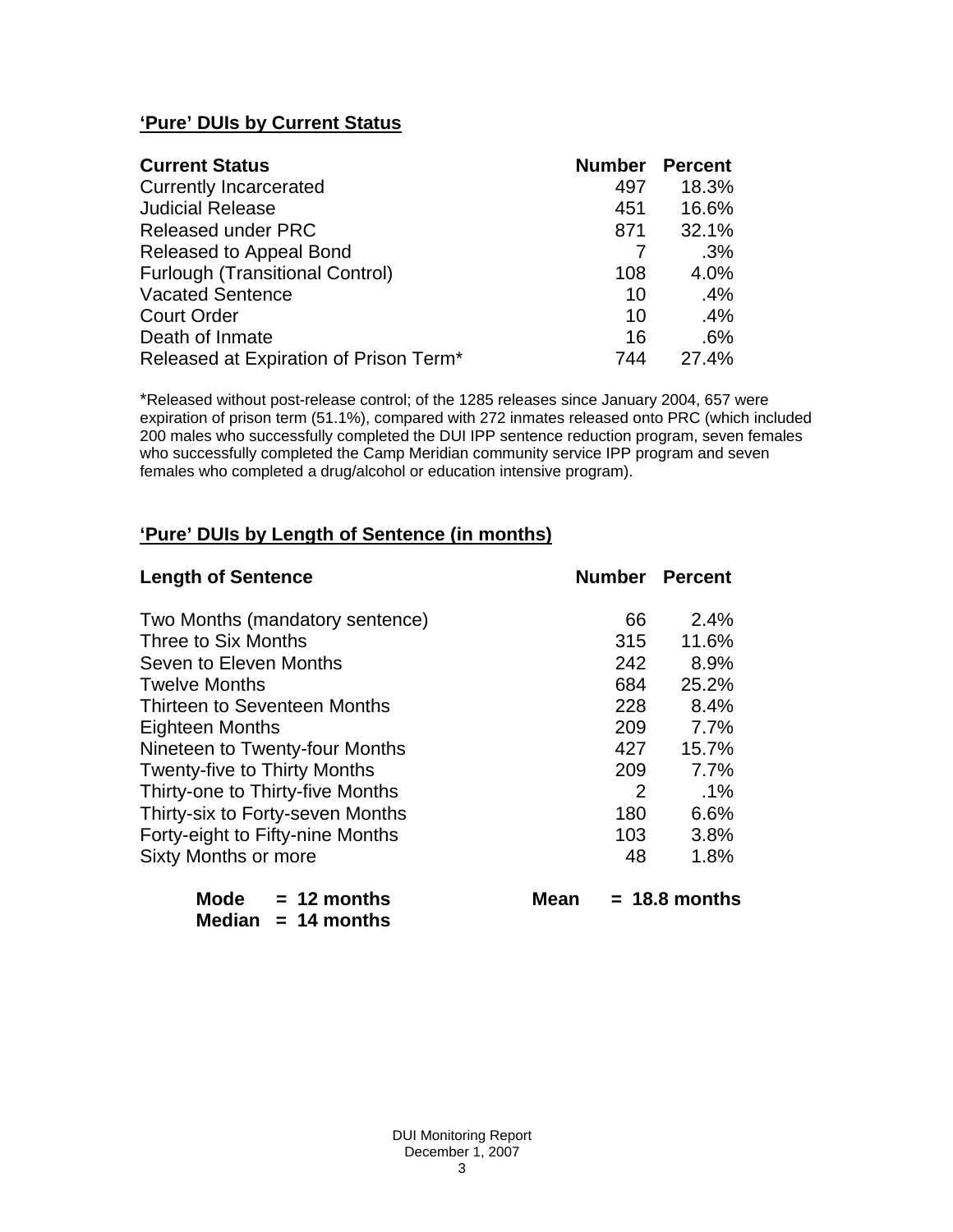## 'Pure' DUIs by Current Status

| Current Status | Number | Percent |
|---|---|---|
| Currently Incarcerated | 497 | 18.3% |
| Judicial Release | 451 | 16.6% |
| Released under PRC | 871 | 32.1% |
| Released to Appeal Bond | 7 | .3% |
| Furlough (Transitional Control) | 108 | 4.0% |
| Vacated Sentence | 10 | .4% |
| Court Order | 10 | .4% |
| Death of Inmate | 16 | .6% |
| Released at Expiration of Prison Term* | 744 | 27.4% |

*Released without post-release control; of the 1285 releases since January 2004, 657 were expiration of prison term (51.1%), compared with 272 inmates released onto PRC (which included 200 males who successfully completed the DUI IPP sentence reduction program, seven females who successfully completed the Camp Meridian community service IPP program and seven females who completed a drug/alcohol or education intensive program).

## 'Pure' DUIs by Length of Sentence (in months)

| Length of Sentence | Number | Percent |
|---|---|---|
| Two Months (mandatory sentence) | 66 | 2.4% |
| Three to Six Months | 315 | 11.6% |
| Seven to Eleven Months | 242 | 8.9% |
| Twelve Months | 684 | 25.2% |
| Thirteen to Seventeen Months | 228 | 8.4% |
| Eighteen Months | 209 | 7.7% |
| Nineteen to Twenty-four Months | 427 | 15.7% |
| Twenty-five to Thirty Months | 209 | 7.7% |
| Thirty-one to Thirty-five Months | 2 | .1% |
| Thirty-six to Forty-seven Months | 180 | 6.6% |
| Forty-eight to Fifty-nine Months | 103 | 3.8% |
| Sixty Months or more | 48 | 1.8% |

**Mode = 12 months** &nbsp;&nbsp;&nbsp; **Mean = 18.8 months**

**Median = 14 months**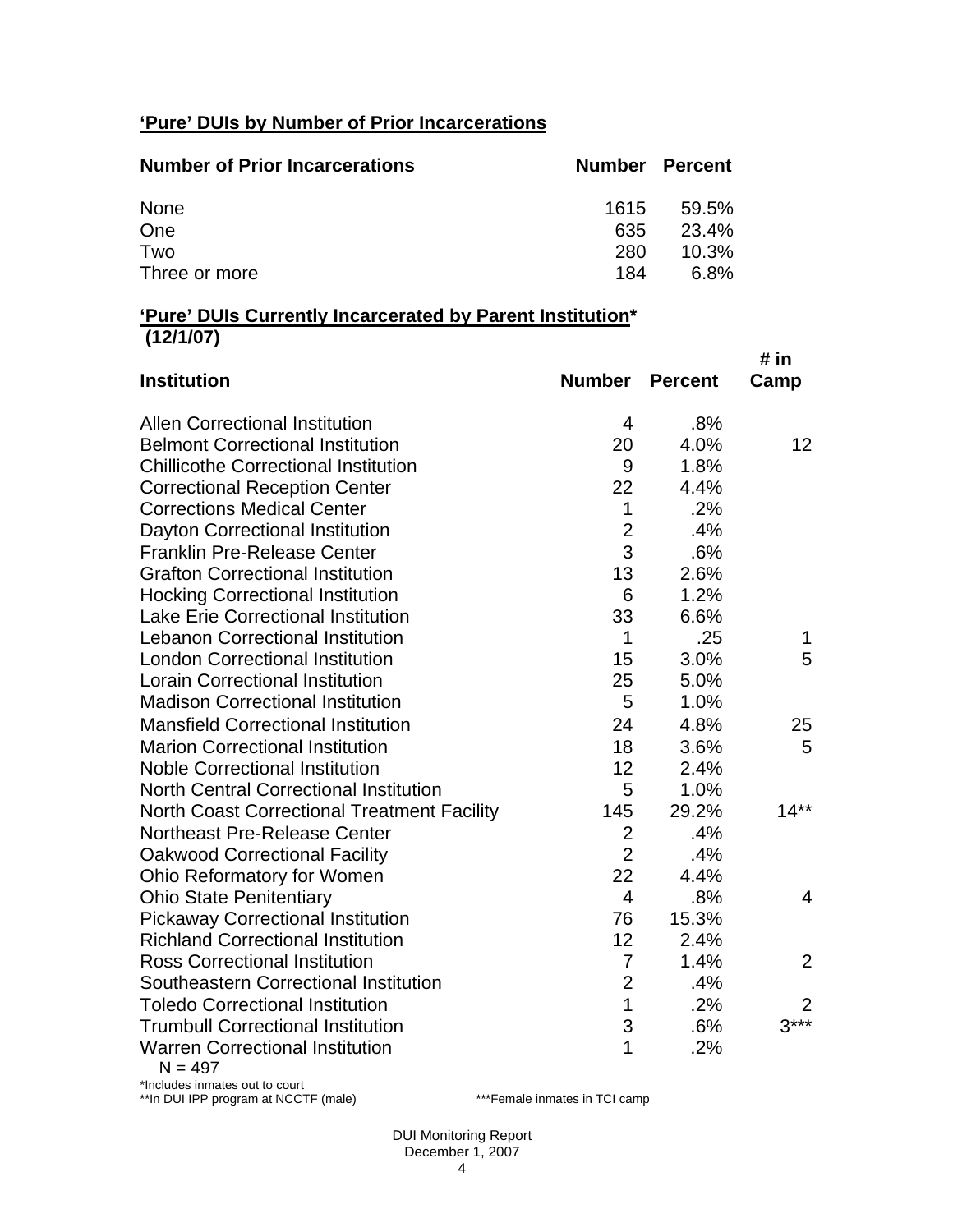**'Pure' DUIs by Number of Prior Incarcerations**

| Number of Prior Incarcerations | Number | Percent |
|---|---|---|
| None | 1615 | 59.5% |
| One | 635 | 23.4% |
| Two | 280 | 10.3% |
| Three or more | 184 | 6.8% |

**'Pure' DUIs Currently Incarcerated by Parent Institution\***
**(12/1/07)**

| Institution | Number | Percent | # in Camp |
|---|---|---|---|
| Allen Correctional Institution | 4 | .8% | |
| Belmont Correctional Institution | 20 | 4.0% | 12 |
| Chillicothe Correctional Institution | 9 | 1.8% | |
| Correctional Reception Center | 22 | 4.4% | |
| Corrections Medical Center | 1 | .2% | |
| Dayton Correctional Institution | 2 | .4% | |
| Franklin Pre-Release Center | 3 | .6% | |
| Grafton Correctional Institution | 13 | 2.6% | |
| Hocking Correctional Institution | 6 | 1.2% | |
| Lake Erie Correctional Institution | 33 | 6.6% | |
| Lebanon Correctional Institution | 1 | .25 | 1 |
| London Correctional Institution | 15 | 3.0% | 5 |
| Lorain Correctional Institution | 25 | 5.0% | |
| Madison Correctional Institution | 5 | 1.0% | |
| Mansfield Correctional Institution | 24 | 4.8% | 25 |
| Marion Correctional Institution | 18 | 3.6% | 5 |
| Noble Correctional Institution | 12 | 2.4% | |
| North Central Correctional Institution | 5 | 1.0% | |
| North Coast Correctional Treatment Facility | 145 | 29.2% | 14** |
| Northeast Pre-Release Center | 2 | .4% | |
| Oakwood Correctional Facility | 2 | .4% | |
| Ohio Reformatory for Women | 22 | 4.4% | |
| Ohio State Penitentiary | 4 | .8% | 4 |
| Pickaway Correctional Institution | 76 | 15.3% | |
| Richland Correctional Institution | 12 | 2.4% | |
| Ross Correctional Institution | 7 | 1.4% | 2 |
| Southeastern Correctional Institution | 2 | .4% | |
| Toledo Correctional Institution | 1 | .2% | 2 |
| Trumbull Correctional Institution | 3 | .6% | 3*** |
| Warren Correctional Institution | 1 | .2% | |

N = 497

*Includes inmates out to court
**In DUI IPP program at NCCTF (male)
***Female inmates in TCI camp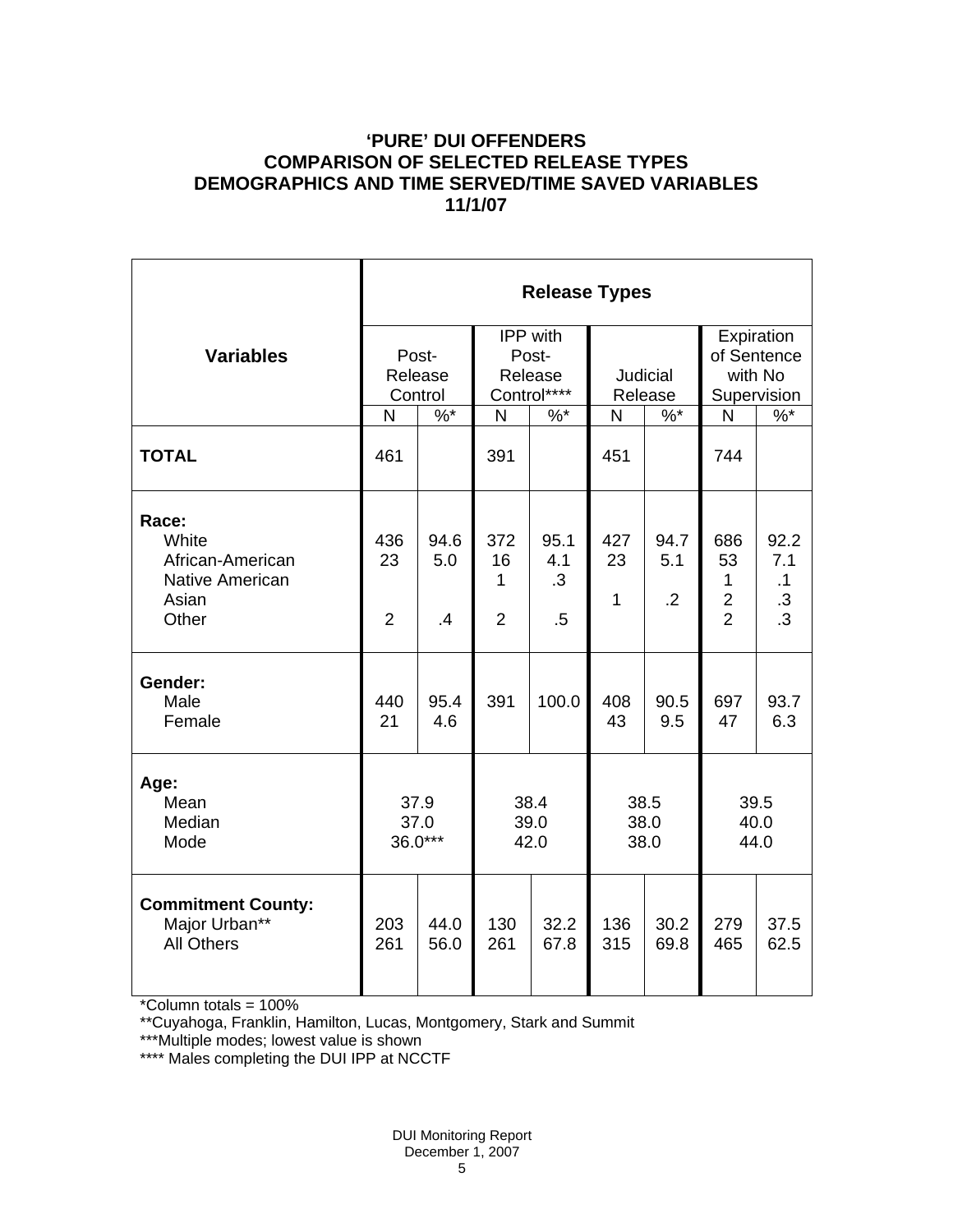# 'PURE' DUI OFFENDERS
# COMPARISON OF SELECTED RELEASE TYPES
# DEMOGRAPHICS AND TIME SERVED/TIME SAVED VARIABLES
# 11/1/07

| Variables | Release Types | | | | | | | |
|---|---|---|---|---|---|---|---|---|
| | Post-Release Control | | IPP with Post-Release Control**** | | Judicial Release | | Expiration of Sentence with No Supervision | |
| | N | %* | N | %* | N | %* | N | %* |
| **TOTAL** | 461 | | 391 | | 451 | | 744 | |
| **Race:** | | | | | | | | |
| White | 436 | 94.6 | 372 | 95.1 | 427 | 94.7 | 686 | 92.2 |
| African-American | 23 | 5.0 | 16 | 4.1 | 23 | 5.1 | 53 | 7.1 |
| Native American | | | 1 | .3 | | | 1 | .1 |
| Asian | | | | | 1 | .2 | 2 | .3 |
| Other | 2 | .4 | 2 | .5 | | | 2 | .3 |
| **Gender:** | | | | | | | | |
| Male | 440 | 95.4 | 391 | 100.0 | 408 | 90.5 | 697 | 93.7 |
| Female | 21 | 4.6 | | | 43 | 9.5 | 47 | 6.3 |
| **Age:** | | | | | | | | |
| Mean | 37.9 | | 38.4 | | 38.5 | | 39.5 | |
| Median | 37.0 | | 39.0 | | 38.0 | | 40.0 | |
| Mode | 36.0*** | | 42.0 | | 38.0 | | 44.0 | |
| **Commitment County:** | | | | | | | | |
| Major Urban** | 203 | 44.0 | 130 | 32.2 | 136 | 30.2 | 279 | 37.5 |
| All Others | 261 | 56.0 | 261 | 67.8 | 315 | 69.8 | 465 | 62.5 |

*Column totals = 100%

**Cuyahoga, Franklin, Hamilton, Lucas, Montgomery, Stark and Summit

***Multiple modes; lowest value is shown

**** Males completing the DUI IPP at NCCTF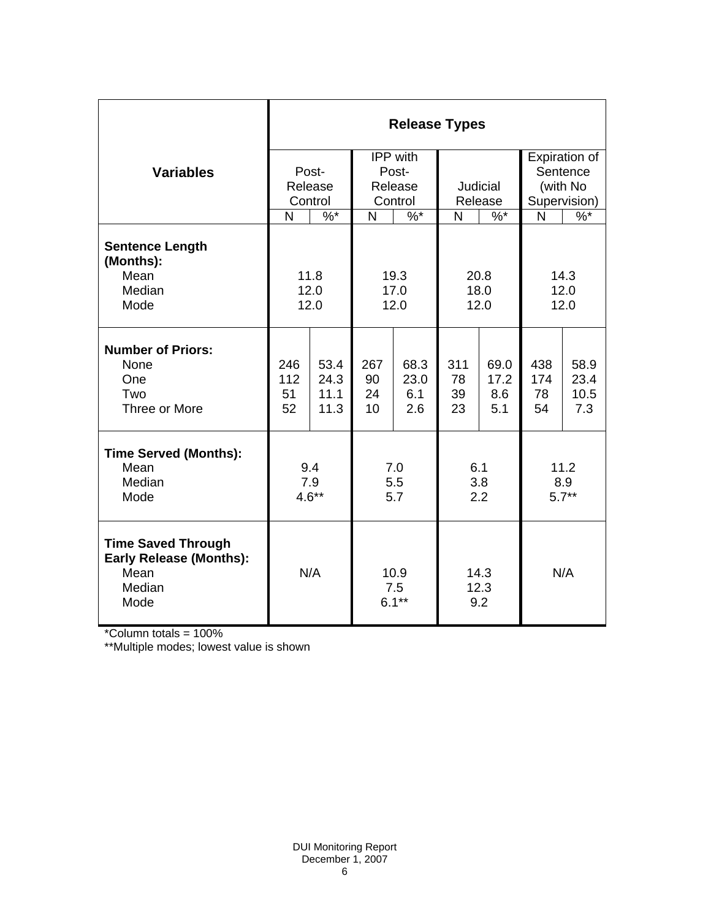| Variables | Release Types | | | | | | | |
|---|---|---|---|---|---|---|---|---|
| | Post-Release Control | | IPP with Post-Release Control | | Judicial Release | | Expiration of Sentence (with No Supervision) | |
| | N | %* | N | %* | N | %* | N | %* |
| **Sentence Length (Months):** | | | | | | | | |
| Mean | 11.8 | | 19.3 | | 20.8 | | 14.3 | |
| Median | 12.0 | | 17.0 | | 18.0 | | 12.0 | |
| Mode | 12.0 | | 12.0 | | 12.0 | | 12.0 | |
| **Number of Priors:** | | | | | | | | |
| None | 246 | 53.4 | 267 | 68.3 | 311 | 69.0 | 438 | 58.9 |
| One | 112 | 24.3 | 90 | 23.0 | 78 | 17.2 | 174 | 23.4 |
| Two | 51 | 11.1 | 24 | 6.1 | 39 | 8.6 | 78 | 10.5 |
| Three or More | 52 | 11.3 | 10 | 2.6 | 23 | 5.1 | 54 | 7.3 |
| **Time Served (Months):** | | | | | | | | |
| Mean | 9.4 | | 7.0 | | 6.1 | | 11.2 | |
| Median | 7.9 | | 5.5 | | 3.8 | | 8.9 | |
| Mode | 4.6** | | 5.7 | | 2.2 | | 5.7** | |
| **Time Saved Through Early Release (Months):** | | | | | | | | |
| Mean | N/A | | 10.9 | | 14.3 | | N/A | |
| Median | | | 7.5 | | 12.3 | | | |
| Mode | | | 6.1** | | 9.2 | | | |

*Column totals = 100%

**Multiple modes; lowest value is shown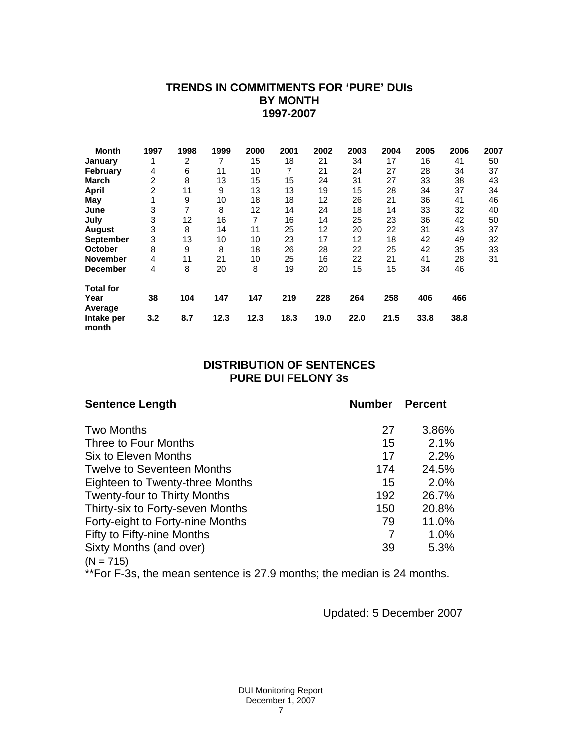## TRENDS IN COMMITMENTS FOR 'PURE' DUIs BY MONTH 1997-2007

| Month | 1997 | 1998 | 1999 | 2000 | 2001 | 2002 | 2003 | 2004 | 2005 | 2006 | 2007 |
|---|---|---|---|---|---|---|---|---|---|---|---|
| **January** | 1 | 2 | 7 | 15 | 18 | 21 | 34 | 17 | 16 | 41 | 50 |
| **February** | 4 | 6 | 11 | 10 | 7 | 21 | 24 | 27 | 28 | 34 | 37 |
| **March** | 2 | 8 | 13 | 15 | 15 | 24 | 31 | 27 | 33 | 38 | 43 |
| **April** | 2 | 11 | 9 | 13 | 13 | 19 | 15 | 28 | 34 | 37 | 34 |
| **May** | 1 | 9 | 10 | 18 | 18 | 12 | 26 | 21 | 36 | 41 | 46 |
| **June** | 3 | 7 | 8 | 12 | 14 | 24 | 18 | 14 | 33 | 32 | 40 |
| **July** | 3 | 12 | 16 | 7 | 16 | 14 | 25 | 23 | 36 | 42 | 50 |
| **August** | 3 | 8 | 14 | 11 | 25 | 12 | 20 | 22 | 31 | 43 | 37 |
| **September** | 3 | 13 | 10 | 10 | 23 | 17 | 12 | 18 | 42 | 49 | 32 |
| **October** | 8 | 9 | 8 | 18 | 26 | 28 | 22 | 25 | 42 | 35 | 33 |
| **November** | 4 | 11 | 21 | 10 | 25 | 16 | 22 | 21 | 41 | 28 | 31 |
| **December** | 4 | 8 | 20 | 8 | 19 | 20 | 15 | 15 | 34 | 46 | |
| **Total for Year** | **38** | **104** | **147** | **147** | **219** | **228** | **264** | **258** | **406** | **466** | |
| **Average Intake per month** | **3.2** | **8.7** | **12.3** | **12.3** | **18.3** | **19.0** | **22.0** | **21.5** | **33.8** | **38.8** | |

## DISTRIBUTION OF SENTENCES PURE DUI FELONY 3s

| Sentence Length | Number | Percent |
|---|---|---|
| Two Months | 27 | 3.86% |
| Three to Four Months | 15 | 2.1% |
| Six to Eleven Months | 17 | 2.2% |
| Twelve to Seventeen Months | 174 | 24.5% |
| Eighteen to Twenty-three Months | 15 | 2.0% |
| Twenty-four to Thirty Months | 192 | 26.7% |
| Thirty-six to Forty-seven Months | 150 | 20.8% |
| Forty-eight to Forty-nine Months | 79 | 11.0% |
| Fifty to Fifty-nine Months | 7 | 1.0% |
| Sixty Months (and over) | 39 | 5.3% |

(N = 715)

**For F-3s, the mean sentence is 27.9 months; the median is 24 months.

Updated: 5 December 2007